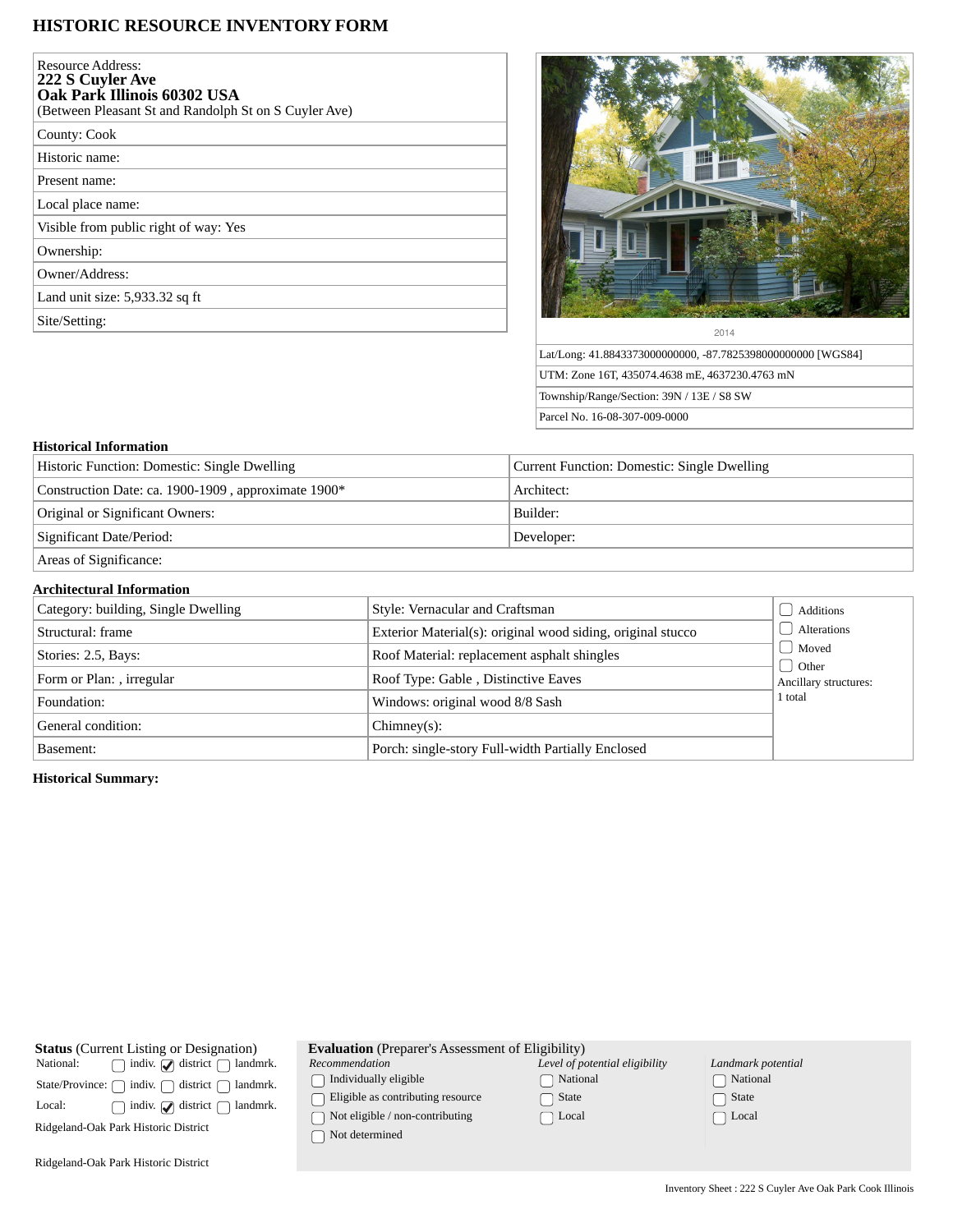# HISTORIC RESOURCE INVENTORY FORM

| |
|---|
| Resource Address: **222 S Cuyler Ave Oak Park Illinois 60302 USA** (Between Pleasant St and Randolph St on S Cuyler Ave) |
| County: Cook |
| Historic name: |
| Present name: |
| Local place name: |
| Visible from public right of way: Yes |
| Ownership: |
| Owner/Address: |
| Land unit size: 5,933.32 sq ft |
| Site/Setting: |

2014

| |
|---|
| Lat/Long: 41.8843373000000000, -87.7825398000000000 [WGS84] |
| UTM: Zone 16T, 435074.4638 mE, 4637230.4763 mN |
| Township/Range/Section: 39N / 13E / S8 SW |
| Parcel No. 16-08-307-009-0000 |

## Historical Information

| | |
|---|---|
| Historic Function: Domestic: Single Dwelling | Current Function: Domestic: Single Dwelling |
| Construction Date: ca. 1900-1909 , approximate 1900* | Architect: |
| Original or Significant Owners: | Builder: |
| Significant Date/Period: | Developer: |
| Areas of Significance: | |

## Architectural Information

| | | |
|---|---|---|
| Category: building, Single Dwelling | Style: Vernacular and Craftsman | ☐ Additions |
| Structural: frame | Exterior Material(s): original wood siding, original stucco | ☐ Alterations |
| Stories: 2.5, Bays: | Roof Material: replacement asphalt shingles | ☐ Moved |
| Form or Plan: , irregular | Roof Type: Gable , Distinctive Eaves | ☐ Other |
| Foundation: | Windows: original wood 8/8 Sash | Ancillary structures: 1 total |
| General condition: | Chimney(s): | |
| Basement: | Porch: single-story Full-width Partially Enclosed | |

**Historical Summary:**

**Status** (Current Listing or Designation)

| | | | |
|---|---|---|---|
| National: | ☐ indiv. | ☑ district | ☐ landmrk. |
| State/Province: | ☐ indiv. | ☐ district | ☐ landmrk. |
| Local: | ☐ indiv. | ☑ district | ☐ landmrk. |

Ridgeland-Oak Park Historic District

Ridgeland-Oak Park Historic District

**Evaluation** (Preparer's Assessment of Eligibility)

| *Recommendation* | *Level of potential eligibility* | *Landmark potential* |
|---|---|---|
| ☐ Individually eligible | ☐ National | ☐ National |
| ☐ Eligible as contributing resource | ☐ State | ☐ State |
| ☐ Not eligible / non-contributing | ☐ Local | ☐ Local |
| ☐ Not determined | | |

Inventory Sheet : 222 S Cuyler Ave Oak Park Cook Illinois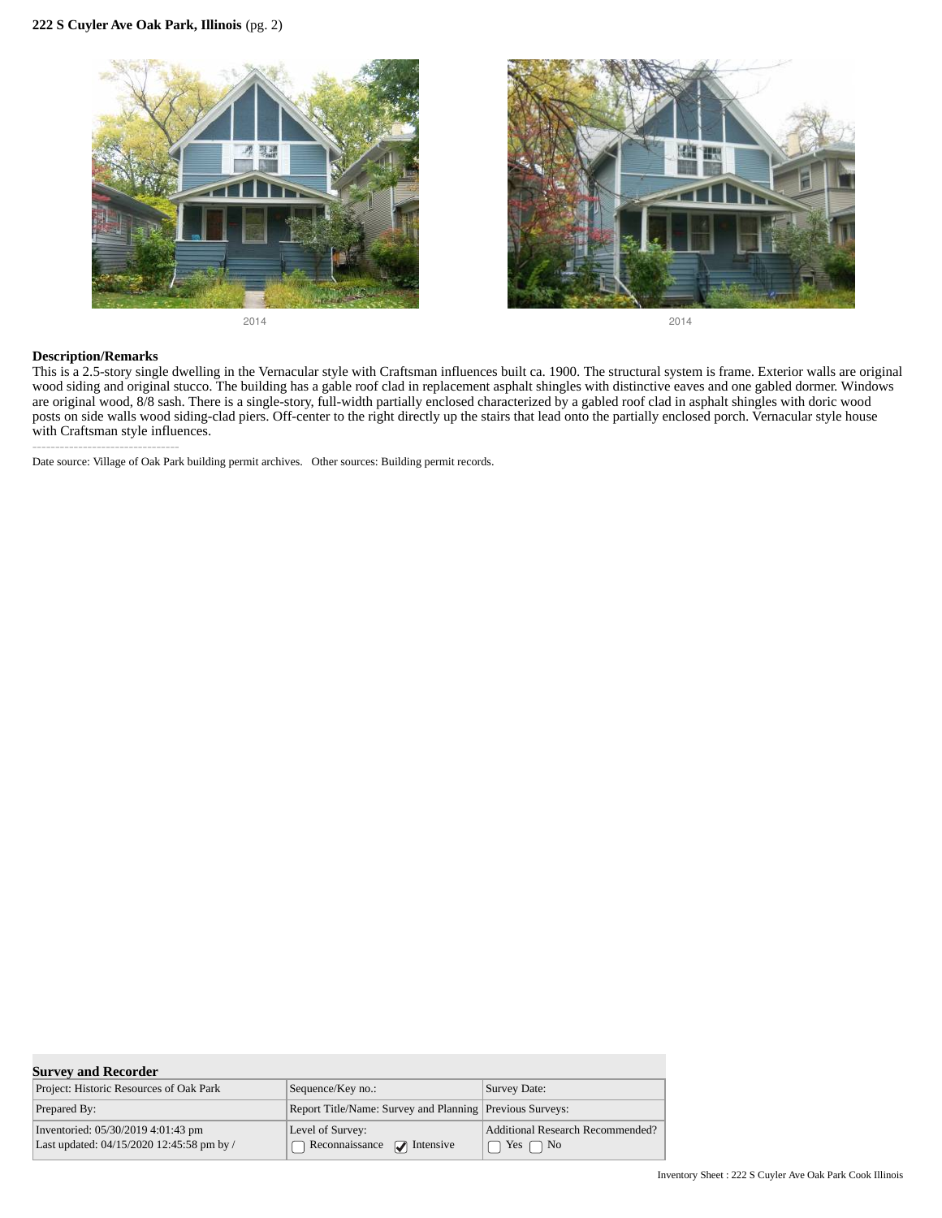**222 S Cuyler Ave Oak Park, Illinois** (pg. 2)

2014

2014

**Description/Remarks**

This is a 2.5-story single dwelling in the Vernacular style with Craftsman influences built ca. 1900. The structural system is frame. Exterior walls are original wood siding and original stucco. The building has a gable roof clad in replacement asphalt shingles with distinctive eaves and one gabled dormer. Windows are original wood, 8/8 sash. There is a single-story, full-width partially enclosed characterized by a gabled roof clad in asphalt shingles with doric wood posts on side walls wood siding-clad piers. Off-center to the right directly up the stairs that lead onto the partially enclosed porch. Vernacular style house with Craftsman style influences.

---

Date source: Village of Oak Park building permit archives. Other sources: Building permit records.

**Survey and Recorder**

| | | |
|---|---|---|
| Project: Historic Resources of Oak Park | Sequence/Key no.: | Survey Date: |
| Prepared By: | Report Title/Name: Survey and Planning | Previous Surveys: |
| Inventoried: 05/30/2019 4:01:43 pm<br>Last updated: 04/15/2020 12:45:58 pm by / | Level of Survey:<br>☐ Reconnaissance ☑ Intensive | Additional Research Recommended?<br>☐ Yes ☐ No |

Inventory Sheet : 222 S Cuyler Ave Oak Park Cook Illinois